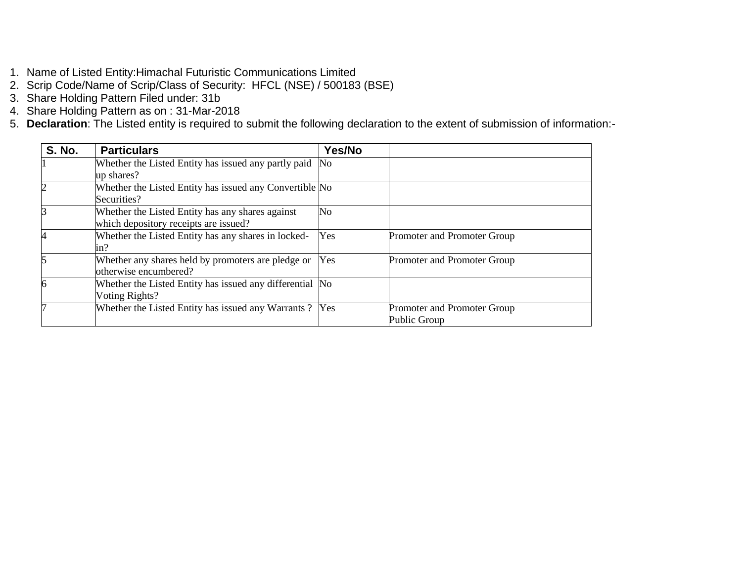1. Name of Listed Entity:Himachal Futuristic Communications Limited
2. Scrip Code/Name of Scrip/Class of Security: HFCL (NSE) / 500183 (BSE)
3. Share Holding Pattern Filed under: 31b
4. Share Holding Pattern as on : 31-Mar-2018
5. **Declaration**: The Listed entity is required to submit the following declaration to the extent of submission of information:-

| S. No. | Particulars | Yes/No | |
|---|---|---|---|
| 1 | Whether the Listed Entity has issued any partly paid up shares? | No | |
| 2 | Whether the Listed Entity has issued any Convertible Securities? | No | |
| 3 | Whether the Listed Entity has any shares against which depository receipts are issued? | No | |
| 4 | Whether the Listed Entity has any shares in locked-in? | Yes | Promoter and Promoter Group |
| 5 | Whether any shares held by promoters are pledge or otherwise encumbered? | Yes | Promoter and Promoter Group |
| 6 | Whether the Listed Entity has issued any differential Voting Rights? | No | |
| 7 | Whether the Listed Entity has issued any Warrants ? | Yes | Promoter and Promoter Group<br>Public Group |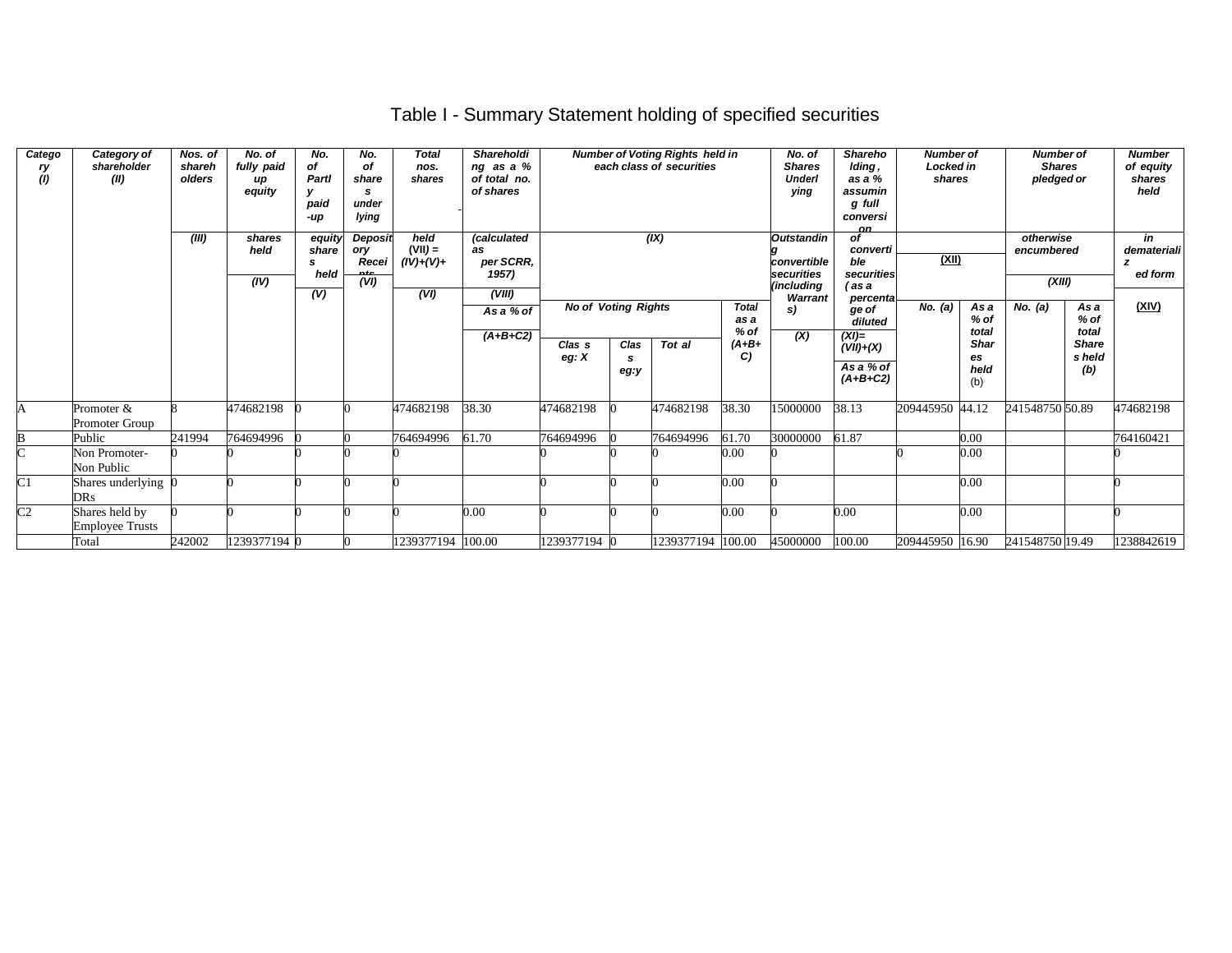# Table I - Summary Statement holding of specified securities

| Category (I) | Category of shareholder (II) | Nos. of shareholders (III) | No. of fully paid up equity shares held (IV) | No. of Partly paid-up equity shares held (V) | No. of shares underlying Depository Receipts (VI) | Total nos. shares held (VII) = (IV)+(V)+ (VI) | Shareholding as a % of total no. of shares (calculated as per SCRR, 1957) (VIII) As a % of (A+B+C2) | Number of Voting Rights held in each class of securities (IX) | | | | No. of Shares Underlying Outstanding convertible securities (including Warrants) (X) | Shareholding, as a % assuming full conversion of convertible securities ( as a percentage of diluted (XI)= (VII)+(X) As a % of (A+B+C2) | Number of Locked in shares (XII) | | Number of Shares pledged or otherwise encumbered (XIII) | | Number of equity shares held in dematerialized form (XIV) |
|---|---|---|---|---|---|---|---|---|---|---|---|---|---|---|---|---|---|---|
| | | | | | | | | No of Voting Rights | | | Total as a % of (A+B+C) | | | No. (a) | As a % of total Shares held (b) | No. (a) | As a % of total Shares held (b) | |
| | | | | | | | | Class eg: X | Class eg:y | Total | | | | | | | | |
| A | Promoter & Promoter Group | 8 | 474682198 | 0 | 0 | 474682198 | 38.30 | 474682198 | 0 | 474682198 | 38.30 | 15000000 | 38.13 | 209445950 | 44.12 | 241548750 | 50.89 | 474682198 |
| B | Public | 241994 | 764694996 | 0 | 0 | 764694996 | 61.70 | 764694996 | 0 | 764694996 | 61.70 | 30000000 | 61.87 | | 0.00 | | | 764160421 |
| C | Non Promoter-Non Public | 0 | 0 | 0 | 0 | 0 | | 0 | 0 | 0 | 0.00 | 0 | | 0 | 0.00 | | | 0 |
| C1 | Shares underlying DRs | 0 | 0 | 0 | 0 | 0 | | 0 | 0 | 0 | 0.00 | 0 | | | 0.00 | | | 0 |
| C2 | Shares held by Employee Trusts | 0 | 0 | 0 | 0 | 0 | 0.00 | 0 | 0 | 0 | 0.00 | 0 | 0.00 | | 0.00 | | | 0 |
| | Total | 242002 | 1239377194 | 0 | 0 | 1239377194 | 100.00 | 1239377194 | 0 | 1239377194 | 100.00 | 45000000 | 100.00 | 209445950 | 16.90 | 241548750 | 19.49 | 1238842619 |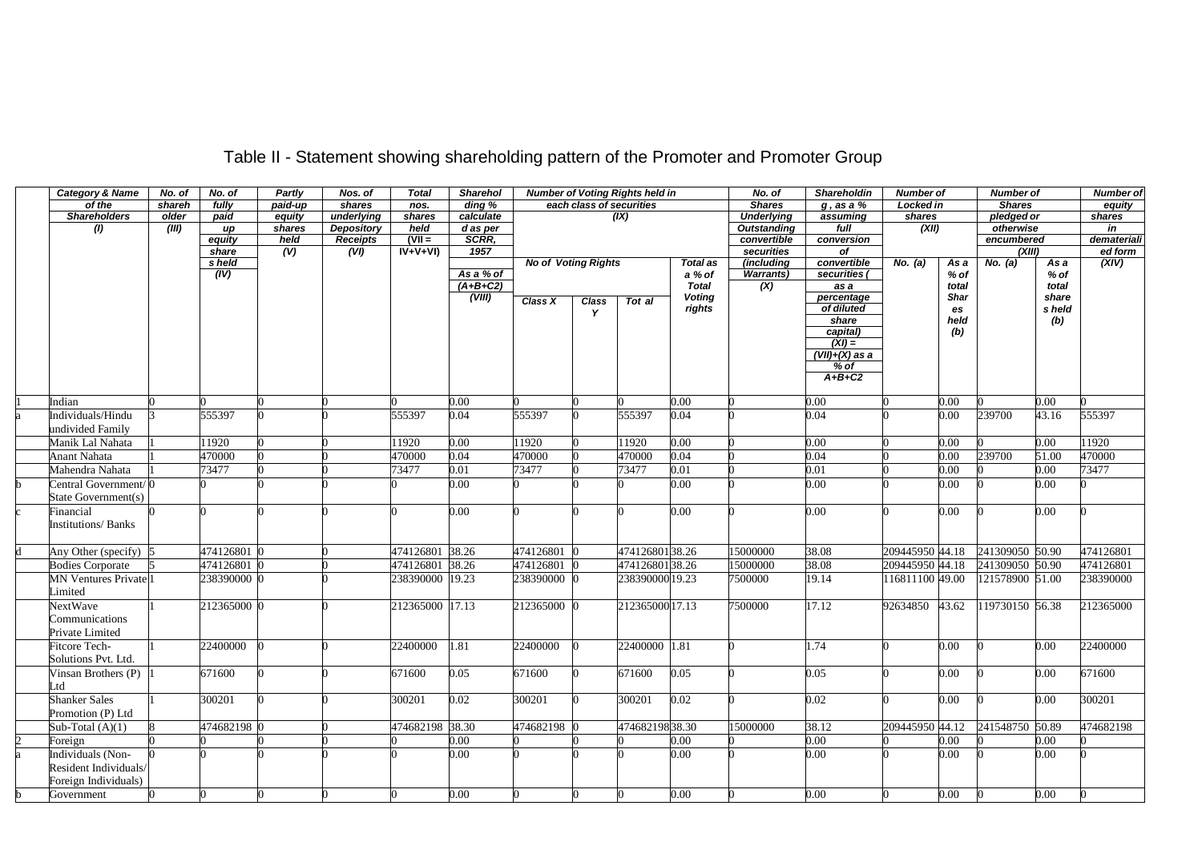# Table II - Statement showing shareholding pattern of the Promoter and Promoter Group

| | Category & Name of the Shareholders (I) | No. of shareholder (III) | No. of fully paid up equity share s held (IV) | Partly paid-up equity shares held (V) | Nos. of shares underlying Depository Receipts (VI) | Total nos. shares held (VII = IV+V+VI) | Shareholding % calculated as per SCRR, 1957 As a % of (A+B+C2) (VIII) | Number of Voting Rights held in each class of securities (IX) | | | | No. of Shares Underlying Outstanding convertible securities (including Warrants) (X) | Shareholding , as a % assuming full conversion of convertible securities ( as a percentage of diluted share capital) (XI) = (VII)+(X) as a % of A+B+C2 | Number of Locked in shares (XII) | | Number of Shares pledged or otherwise encumbered (XIII) | | Number of equity shares in dematerialized form (XIV) |
|---|---|---|---|---|---|---|---|---|---|---|---|---|---|---|---|---|---|---|
| | | | | | | | | No of Voting Rights | | | Total as a % of Total Voting rights | | | No. (a) | As a % of total Shares held (b) | No. (a) | As a % of total shares held (b) | |
| | | | | | | | | Class X | Class Y | Tot al | | | | | | | | |
| 1 | Indian | 0 | 0 | 0 | 0 | 0 | 0.00 | 0 | 0 | 0 | 0.00 | 0 | 0.00 | 0 | 0.00 | 0 | 0.00 | 0 |
| a | Individuals/Hindu undivided Family | 3 | 555397 | 0 | 0 | 555397 | 0.04 | 555397 | 0 | 555397 | 0.04 | 0 | 0.04 | 0 | 0.00 | 239700 | 43.16 | 555397 |
| | Manik Lal Nahata | 1 | 11920 | 0 | 0 | 11920 | 0.00 | 11920 | 0 | 11920 | 0.00 | 0 | 0.00 | 0 | 0.00 | 0 | 0.00 | 11920 |
| | Anant Nahata | 1 | 470000 | 0 | 0 | 470000 | 0.04 | 470000 | 0 | 470000 | 0.04 | 0 | 0.04 | 0 | 0.00 | 239700 | 51.00 | 470000 |
| | Mahendra Nahata | 1 | 73477 | 0 | 0 | 73477 | 0.01 | 73477 | 0 | 73477 | 0.01 | 0 | 0.01 | 0 | 0.00 | 0 | 0.00 | 73477 |
| b | Central Government/ State Government(s) | 0 | 0 | 0 | 0 | 0 | 0.00 | 0 | 0 | 0 | 0.00 | 0 | 0.00 | 0 | 0.00 | 0 | 0.00 | 0 |
| c | Financial Institutions/ Banks | 0 | 0 | 0 | 0 | 0 | 0.00 | 0 | 0 | 0 | 0.00 | 0 | 0.00 | 0 | 0.00 | 0 | 0.00 | 0 |
| d | Any Other (specify) | 5 | 474126801 | 0 | 0 | 474126801 | 38.26 | 474126801 | 0 | 474126801 | 38.26 | 15000000 | 38.08 | 209445950 | 44.18 | 241309050 | 50.90 | 474126801 |
| | Bodies Corporate | 5 | 474126801 | 0 | 0 | 474126801 | 38.26 | 474126801 | 0 | 474126801 | 38.26 | 15000000 | 38.08 | 209445950 | 44.18 | 241309050 | 50.90 | 474126801 |
| | MN Ventures Private Limited | 1 | 238390000 | 0 | 0 | 238390000 | 19.23 | 238390000 | 0 | 238390000 | 19.23 | 7500000 | 19.14 | 116811100 | 49.00 | 121578900 | 51.00 | 238390000 |
| | NextWave Communications Private Limited | 1 | 212365000 | 0 | 0 | 212365000 | 17.13 | 212365000 | 0 | 212365000 | 17.13 | 7500000 | 17.12 | 92634850 | 43.62 | 119730150 | 56.38 | 212365000 |
| | Fitcore Tech-Solutions Pvt. Ltd. | 1 | 22400000 | 0 | 0 | 22400000 | 1.81 | 22400000 | 0 | 22400000 | 1.81 | 0 | 1.74 | 0 | 0.00 | 0 | 0.00 | 22400000 |
| | Vinsan Brothers (P) Ltd | 1 | 671600 | 0 | 0 | 671600 | 0.05 | 671600 | 0 | 671600 | 0.05 | 0 | 0.05 | 0 | 0.00 | 0 | 0.00 | 671600 |
| | Shanker Sales Promotion (P) Ltd | 1 | 300201 | 0 | 0 | 300201 | 0.02 | 300201 | 0 | 300201 | 0.02 | 0 | 0.02 | 0 | 0.00 | 0 | 0.00 | 300201 |
| | Sub-Total (A)(1) | 8 | 474682198 | 0 | 0 | 474682198 | 38.30 | 474682198 | 0 | 474682198 | 38.30 | 15000000 | 38.12 | 209445950 | 44.12 | 241548750 | 50.89 | 474682198 |
| 2 | Foreign | 0 | 0 | 0 | 0 | 0 | 0.00 | 0 | 0 | 0 | 0.00 | 0 | 0.00 | 0 | 0.00 | 0 | 0.00 | 0 |
| a | Individuals (Non-Resident Individuals/ Foreign Individuals) | 0 | 0 | 0 | 0 | 0 | 0.00 | 0 | 0 | 0 | 0.00 | 0 | 0.00 | 0 | 0.00 | 0 | 0.00 | 0 |
| b | Government | 0 | 0 | 0 | 0 | 0 | 0.00 | 0 | 0 | 0 | 0.00 | 0 | 0.00 | 0 | 0.00 | 0 | 0.00 | 0 |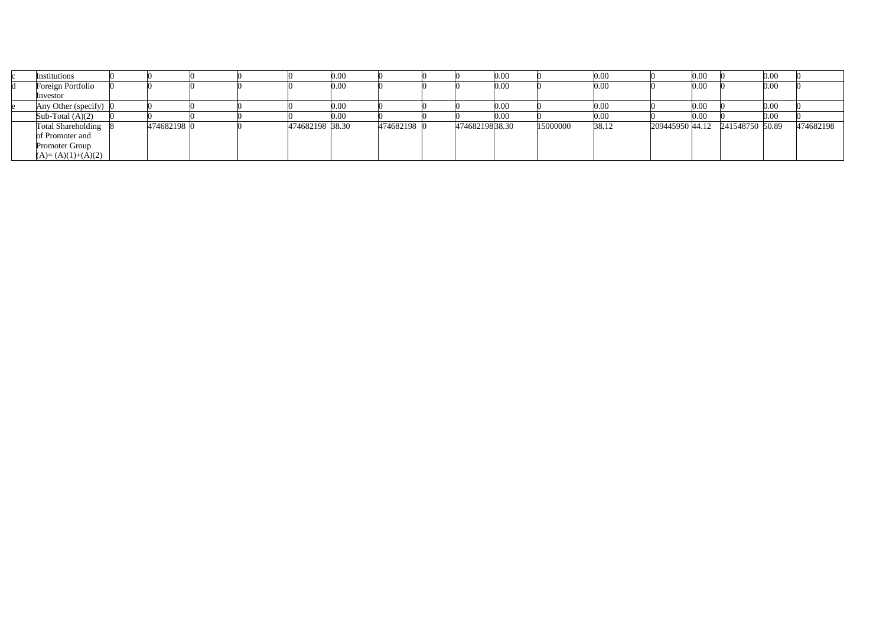| | | | | | | | | | | | | | | | | | | | |
|---|---|---|---|---|---|---|---|---|---|---|---|---|---|---|---|---|---|---|---|
| c | Institutions | 0 | 0 | 0 | 0 | 0 | 0.00 | 0 | 0 | 0 | 0.00 | 0 | 0.00 | 0 | 0.00 | 0 | 0.00 | 0 |
| d | Foreign Portfolio Investor | 0 | 0 | 0 | 0 | 0 | 0.00 | 0 | 0 | 0 | 0.00 | 0 | 0.00 | 0 | 0.00 | 0 | 0.00 | 0 |
| e | Any Other (specify) | 0 | 0 | 0 | 0 | 0 | 0.00 | 0 | 0 | 0 | 0.00 | 0 | 0.00 | 0 | 0.00 | 0 | 0.00 | 0 |
| | Sub-Total (A)(2) | 0 | 0 | 0 | 0 | 0 | 0.00 | 0 | 0 | 0 | 0.00 | 0 | 0.00 | 0 | 0.00 | 0 | 0.00 | 0 |
| | Total Shareholding of Promoter and Promoter Group (A)= (A)(1)+(A)(2) | 8 | 474682198 | 0 | 0 | 474682198 | 38.30 | 474682198 | 0 | 474682198 | 38.30 | 15000000 | 38.12 | 209445950 | 44.12 | 241548750 | 50.89 | 474682198 |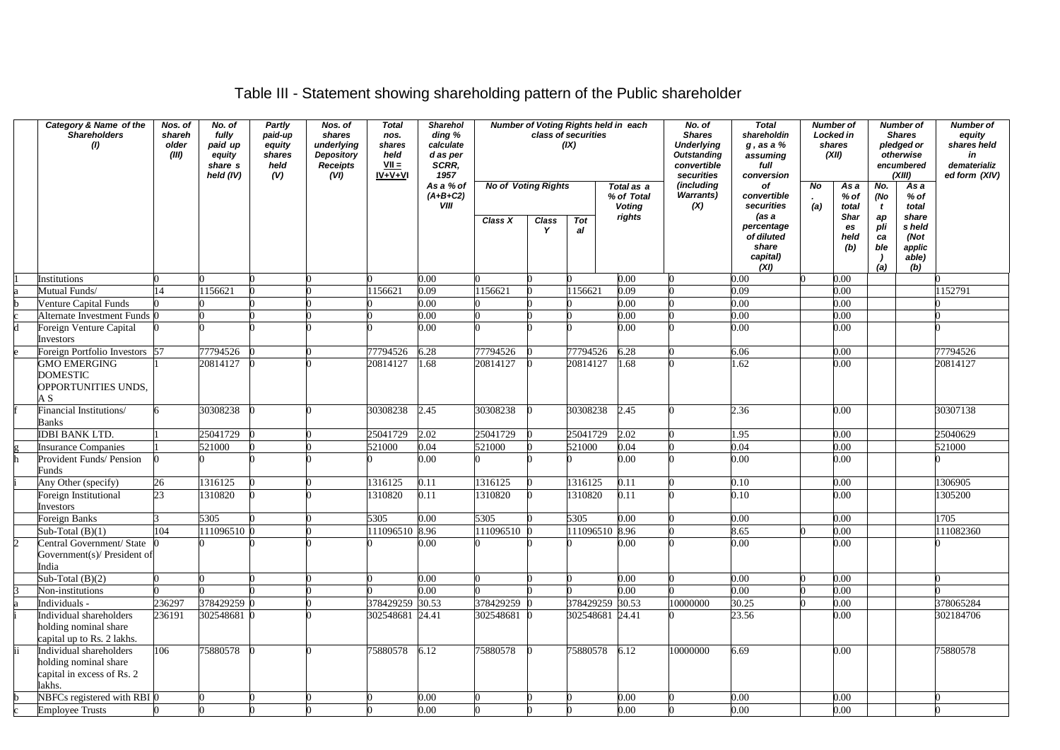# Table III - Statement showing shareholding pattern of the Public shareholder

| | Category & Name of the Shareholders (I) | Nos. of shareholder (III) | No. of fully paid up equity share s held (IV) | Partly paid-up equity shares held (V) | Nos. of shares underlying Depository Receipts (VI) | Total nos. shares held VII = IV+V+VI | Shareholding % calculated as per SCRR, 1957 As a % of (A+B+C2) VIII | Number of Voting Rights held in each class of securities (IX) | | | | No. of Shares Underlying Outstanding convertible securities (including Warrants) (X) | Total shareholding , as a % assuming full conversion of convertible securities (as a percentage of diluted share capital) (XI) | Number of Locked in shares (XII) | | Number of Shares pledged or otherwise encumbered (XIII) | | Number of equity shares held in dematerialized form (XIV) |
|---|---|---|---|---|---|---|---|---|---|---|---|---|---|---|---|---|---|---|
| | | | | | | | | No of Voting Rights | | | Total as a % of Total Voting rights | | | No. (a) | As a % of total Shares held (b) | No. (Not applicable) (a) | As a % of total shares held (Not applicable) (b) | |
| | | | | | | | | Class X | Class Y | Total | | | | | | | | |
| 1 | Institutions | 0 | 0 | 0 | 0 | 0 | 0.00 | 0 | 0 | 0 | 0.00 | 0 | 0.00 | 0 | 0.00 | | | 0 |
| a | Mutual Funds/ | 14 | 1156621 | 0 | 0 | 1156621 | 0.09 | 1156621 | 0 | 1156621 | 0.09 | 0 | 0.09 | | 0.00 | | | 1152791 |
| b | Venture Capital Funds | 0 | 0 | 0 | 0 | 0 | 0.00 | 0 | 0 | 0 | 0.00 | 0 | 0.00 | | 0.00 | | | 0 |
| c | Alternate Investment Funds | 0 | 0 | 0 | 0 | 0 | 0.00 | 0 | 0 | 0 | 0.00 | 0 | 0.00 | | 0.00 | | | 0 |
| d | Foreign Venture Capital Investors | 0 | 0 | 0 | 0 | 0 | 0.00 | 0 | 0 | 0 | 0.00 | 0 | 0.00 | | 0.00 | | | 0 |
| e | Foreign Portfolio Investors | 57 | 77794526 | 0 | 0 | 77794526 | 6.28 | 77794526 | 0 | 77794526 | 6.28 | 0 | 6.06 | | 0.00 | | | 77794526 |
| | GMO EMERGING DOMESTIC OPPORTUNITIES UNDS, A S | 1 | 20814127 | 0 | 0 | 20814127 | 1.68 | 20814127 | 0 | 20814127 | 1.68 | 0 | 1.62 | | 0.00 | | | 20814127 |
| f | Financial Institutions/ Banks | 6 | 30308238 | 0 | 0 | 30308238 | 2.45 | 30308238 | 0 | 30308238 | 2.45 | 0 | 2.36 | | 0.00 | | | 30307138 |
| | IDBI BANK LTD. | 1 | 25041729 | 0 | 0 | 25041729 | 2.02 | 25041729 | 0 | 25041729 | 2.02 | 0 | 1.95 | | 0.00 | | | 25040629 |
| g | Insurance Companies | 1 | 521000 | 0 | 0 | 521000 | 0.04 | 521000 | 0 | 521000 | 0.04 | 0 | 0.04 | | 0.00 | | | 521000 |
| h | Provident Funds/ Pension Funds | 0 | 0 | 0 | 0 | 0 | 0.00 | 0 | 0 | 0 | 0.00 | 0 | 0.00 | | 0.00 | | | 0 |
| i | Any Other (specify) | 26 | 1316125 | 0 | 0 | 1316125 | 0.11 | 1316125 | 0 | 1316125 | 0.11 | 0 | 0.10 | | 0.00 | | | 1306905 |
| | Foreign Institutional Investors | 23 | 1310820 | 0 | 0 | 1310820 | 0.11 | 1310820 | 0 | 1310820 | 0.11 | 0 | 0.10 | | 0.00 | | | 1305200 |
| | Foreign Banks | 3 | 5305 | 0 | 0 | 5305 | 0.00 | 5305 | 0 | 5305 | 0.00 | 0 | 0.00 | | 0.00 | | | 1705 |
| | Sub-Total (B)(1) | 104 | 111096510 | 0 | 0 | 111096510 | 8.96 | 111096510 | 0 | 111096510 | 8.96 | 0 | 8.65 | 0 | 0.00 | | | 111082360 |
| 2 | Central Government/ State Government(s)/ President of India | 0 | 0 | 0 | 0 | 0 | 0.00 | 0 | 0 | 0 | 0.00 | 0 | 0.00 | | 0.00 | | | 0 |
| | Sub-Total (B)(2) | 0 | 0 | 0 | 0 | 0 | 0.00 | 0 | 0 | 0 | 0.00 | 0 | 0.00 | 0 | 0.00 | | | 0 |
| 3 | Non-institutions | 0 | 0 | 0 | 0 | 0 | 0.00 | 0 | 0 | 0 | 0.00 | 0 | 0.00 | 0 | 0.00 | | | 0 |
| a | Individuals - | 236297 | 378429259 | 0 | 0 | 378429259 | 30.53 | 378429259 | 0 | 378429259 | 30.53 | 10000000 | 30.25 | 0 | 0.00 | | | 378065284 |
| i | Individual shareholders holding nominal share capital up to Rs. 2 lakhs. | 236191 | 302548681 | 0 | 0 | 302548681 | 24.41 | 302548681 | 0 | 302548681 | 24.41 | 0 | 23.56 | | 0.00 | | | 302184706 |
| ii | Individual shareholders holding nominal share capital in excess of Rs. 2 lakhs. | 106 | 75880578 | 0 | 0 | 75880578 | 6.12 | 75880578 | 0 | 75880578 | 6.12 | 10000000 | 6.69 | | 0.00 | | | 75880578 |
| b | NBFCs registered with RBI | 0 | 0 | 0 | 0 | 0 | 0.00 | 0 | 0 | 0 | 0.00 | 0 | 0.00 | | 0.00 | | | 0 |
| c | Employee Trusts | 0 | 0 | 0 | 0 | 0 | 0.00 | 0 | 0 | 0 | 0.00 | 0 | 0.00 | | 0.00 | | | 0 |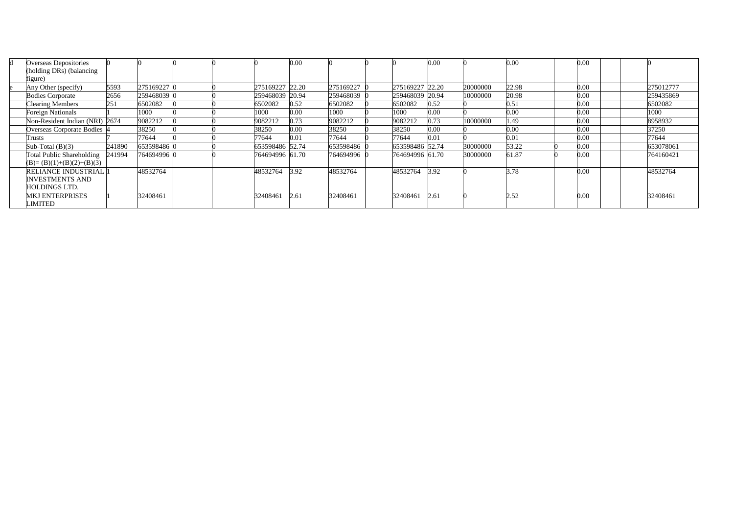| | | | | | | | | | | | | | | | | | | |
|---|---|---|---|---|---|---|---|---|---|---|---|---|---|---|---|---|---|---|
| d | Overseas Depositories (holding DRs) (balancing figure) | 0 | 0 | 0 | 0 | 0 | 0.00 | 0 | 0 | 0 | 0.00 | 0 | 0.00 | | 0.00 | | | 0 |
| e | Any Other (specify) | 5593 | 275169227 | 0 | 0 | 275169227 | 22.20 | 275169227 | 0 | 275169227 | 22.20 | 20000000 | 22.98 | | 0.00 | | | 275012777 |
| | Bodies Corporate | 2656 | 259468039 | 0 | 0 | 259468039 | 20.94 | 259468039 | 0 | 259468039 | 20.94 | 10000000 | 20.98 | | 0.00 | | | 259435869 |
| | Clearing Members | 251 | 6502082 | 0 | 0 | 6502082 | 0.52 | 6502082 | 0 | 6502082 | 0.52 | 0 | 0.51 | | 0.00 | | | 6502082 |
| | Foreign Nationals | 1 | 1000 | 0 | 0 | 1000 | 0.00 | 1000 | 0 | 1000 | 0.00 | 0 | 0.00 | | 0.00 | | | 1000 |
| | Non-Resident Indian (NRI) | 2674 | 9082212 | 0 | 0 | 9082212 | 0.73 | 9082212 | 0 | 9082212 | 0.73 | 10000000 | 1.49 | | 0.00 | | | 8958932 |
| | Overseas Corporate Bodies | 4 | 38250 | 0 | 0 | 38250 | 0.00 | 38250 | 0 | 38250 | 0.00 | 0 | 0.00 | | 0.00 | | | 37250 |
| | Trusts | 7 | 77644 | 0 | 0 | 77644 | 0.01 | 77644 | 0 | 77644 | 0.01 | 0 | 0.01 | | 0.00 | | | 77644 |
| | Sub-Total (B)(3) | 241890 | 653598486 | 0 | 0 | 653598486 | 52.74 | 653598486 | 0 | 653598486 | 52.74 | 30000000 | 53.22 | 0 | 0.00 | | | 653078061 |
| | Total Public Shareholding (B)= (B)(1)+(B)(2)+(B)(3) | 241994 | 764694996 | 0 | 0 | 764694996 | 61.70 | 764694996 | 0 | 764694996 | 61.70 | 30000000 | 61.87 | 0 | 0.00 | | | 764160421 |
| | RELIANCE INDUSTRIAL INVESTMENTS AND HOLDINGS LTD. | 1 | 48532764 | | | 48532764 | 3.92 | 48532764 | | 48532764 | 3.92 | 0 | 3.78 | | 0.00 | | | 48532764 |
| | MKJ ENTERPRISES LIMITED | 1 | 32408461 | | | 32408461 | 2.61 | 32408461 | | 32408461 | 2.61 | 0 | 2.52 | | 0.00 | | | 32408461 |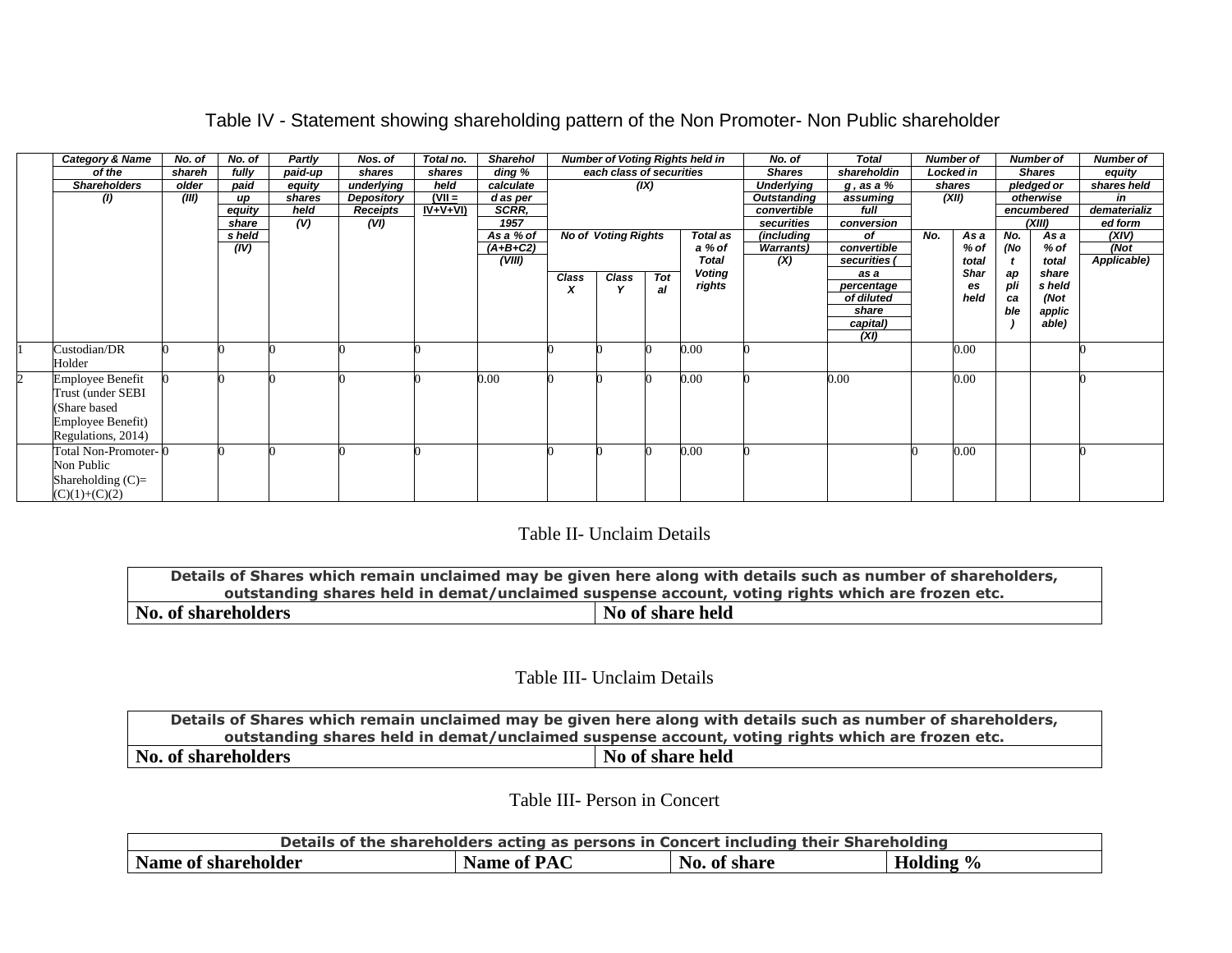# Table IV - Statement showing shareholding pattern of the Non Promoter- Non Public shareholder

| | Category & Name of the Shareholders (I) | No. of shareholder (III) | No. of fully paid up equity shares held (IV) | Partly paid-up equity shares held (V) | Nos. of shares underlying Depository Receipts (VI) | Total no. shares held (VII = IV+V+VI) | Shareholding % calculated as per SCRR, 1957 As a % of (A+B+C2) (VIII) | Number of Voting Rights held in each class of securities (IX) | | | | No. of Shares Underlying Outstanding convertible securities (including Warrants) (X) | Total shareholding , as a % assuming full conversion of convertible securities ( as a percentage of diluted share capital) (XI) | Number of Locked in shares (XII) | | Number of Shares pledged or otherwise encumbered (XIII) | | Number of equity shares held in dematerialized form (XIV) (Not Applicable) |
|---|---|---|---|---|---|---|---|---|---|---|---|---|---|---|---|---|---|---|
| | | | | | | | | No of Voting Rights | | | Total as a % of Total Voting rights | | | No. | As a % of total Shares held | No. (Not applicable) | As a % of total shares held (Not applicable) | |
| | | | | | | | | Class X | Class Y | Total | | | | | | | | |
| 1 | Custodian/DR Holder | 0 | 0 | 0 | 0 | 0 | | 0 | 0 | 0 | 0.00 | 0 | | | 0.00 | | | 0 |
| 2 | Employee Benefit Trust (under SEBI (Share based Employee Benefit) Regulations, 2014) | 0 | 0 | 0 | 0 | 0 | 0.00 | 0 | 0 | 0 | 0.00 | 0 | 0.00 | | 0.00 | | | 0 |
| | Total Non-Promoter- Non Public Shareholding (C)= (C)(1)+(C)(2) | 0 | 0 | 0 | 0 | 0 | | 0 | 0 | 0 | 0.00 | 0 | | 0 | 0.00 | | | 0 |

## Table II- Unclaim Details

| Details of Shares which remain unclaimed may be given here along with details such as number of shareholders, outstanding shares held in demat/unclaimed suspense account, voting rights which are frozen etc. | |
|---|---|
| **No. of shareholders** | **No of share held** |

## Table III- Unclaim Details

| Details of Shares which remain unclaimed may be given here along with details such as number of shareholders, outstanding shares held in demat/unclaimed suspense account, voting rights which are frozen etc. | |
|---|---|
| **No. of shareholders** | **No of share held** |

## Table III- Person in Concert

| Details of the shareholders acting as persons in Concert including their Shareholding | | | |
|---|---|---|---|
| **Name of shareholder** | **Name of PAC** | **No. of share** | **Holding %** |